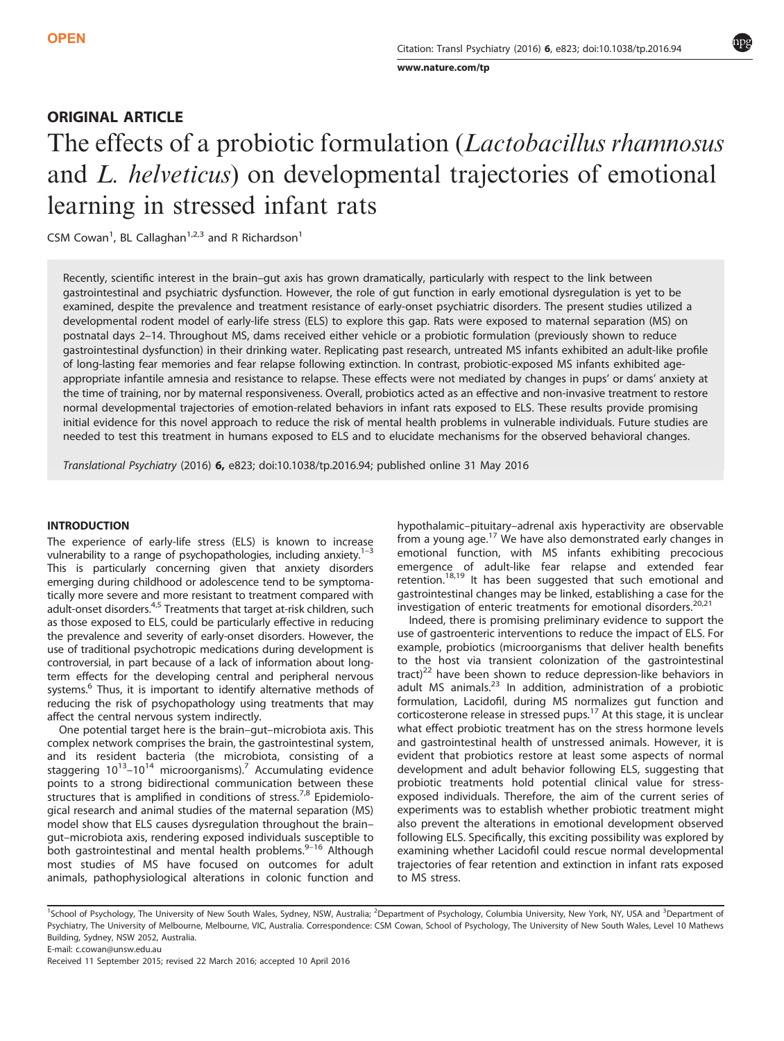OPEN

## ORIGINAL ARTICLE

# The effects of a probiotic formulation (*Lactobacillus rhamnosus* and *L. helveticus*) on developmental trajectories of emotional learning in stressed infant rats

CSM Cowan[1], BL Callaghan[1,2,3] and R Richardson[1]

Recently, scientific interest in the brain–gut axis has grown dramatically, particularly with respect to the link between gastrointestinal and psychiatric dysfunction. However, the role of gut function in early emotional dysregulation is yet to be examined, despite the prevalence and treatment resistance of early-onset psychiatric disorders. The present studies utilized a developmental rodent model of early-life stress (ELS) to explore this gap. Rats were exposed to maternal separation (MS) on postnatal days 2–14. Throughout MS, dams received either vehicle or a probiotic formulation (previously shown to reduce gastrointestinal dysfunction) in their drinking water. Replicating past research, untreated MS infants exhibited an adult-like profile of long-lasting fear memories and fear relapse following extinction. In contrast, probiotic-exposed MS infants exhibited age-appropriate infantile amnesia and resistance to relapse. These effects were not mediated by changes in pups' or dams' anxiety at the time of training, nor by maternal responsiveness. Overall, probiotics acted as an effective and non-invasive treatment to restore normal developmental trajectories of emotion-related behaviors in infant rats exposed to ELS. These results provide promising initial evidence for this novel approach to reduce the risk of mental health problems in vulnerable individuals. Future studies are needed to test this treatment in humans exposed to ELS and to elucidate mechanisms for the observed behavioral changes.

*Translational Psychiatry* (2016) **6,** e823; doi:10.1038/tp.2016.94; published online 31 May 2016

## INTRODUCTION

The experience of early-life stress (ELS) is known to increase vulnerability to a range of psychopathologies, including anxiety.[1–3] This is particularly concerning given that anxiety disorders emerging during childhood or adolescence tend to be symptomatically more severe and more resistant to treatment compared with adult-onset disorders.[4,5] Treatments that target at-risk children, such as those exposed to ELS, could be particularly effective in reducing the prevalence and severity of early-onset disorders. However, the use of traditional psychotropic medications during development is controversial, in part because of a lack of information about long-term effects for the developing central and peripheral nervous systems.[6] Thus, it is important to identify alternative methods of reducing the risk of psychopathology using treatments that may affect the central nervous system indirectly.

One potential target here is the brain–gut–microbiota axis. This complex network comprises the brain, the gastrointestinal system, and its resident bacteria (the microbiota, consisting of a staggering $10^{13}$–$10^{14}$ microorganisms).[7] Accumulating evidence points to a strong bidirectional communication between these structures that is amplified in conditions of stress.[7,8] Epidemiological research and animal studies of the maternal separation (MS) model show that ELS causes dysregulation throughout the brain–gut–microbiota axis, rendering exposed individuals susceptible to both gastrointestinal and mental health problems.[9–16] Although most studies of MS have focused on outcomes for adult animals, pathophysiological alterations in colonic function and hypothalamic–pituitary–adrenal axis hyperactivity are observable from a young age.[17] We have also demonstrated early changes in emotional function, with MS infants exhibiting precocious emergence of adult-like fear relapse and extended fear retention.[18,19] It has been suggested that such emotional and gastrointestinal changes may be linked, establishing a case for the investigation of enteric treatments for emotional disorders.[20,21]

Indeed, there is promising preliminary evidence to support the use of gastroenteric interventions to reduce the impact of ELS. For example, probiotics (microorganisms that deliver health benefits to the host via transient colonization of the gastrointestinal tract)[22] have been shown to reduce depression-like behaviors in adult MS animals.[23] In addition, administration of a probiotic formulation, Lacidofil, during MS normalizes gut function and corticosterone release in stressed pups.[17] At this stage, it is unclear what effect probiotic treatment has on the stress hormone levels and gastrointestinal health of unstressed animals. However, it is evident that probiotics restore at least some aspects of normal development and adult behavior following ELS, suggesting that probiotic treatments hold potential clinical value for stress-exposed individuals. Therefore, the aim of the current series of experiments was to establish whether probiotic treatment might also prevent the alterations in emotional development observed following ELS. Specifically, this exciting possibility was explored by examining whether Lacidofil could rescue normal developmental trajectories of fear retention and extinction in infant rats exposed to MS stress.

[1]School of Psychology, The University of New South Wales, Sydney, NSW, Australia; [2]Department of Psychology, Columbia University, New York, NY, USA and [3]Department of Psychiatry, The University of Melbourne, Melbourne, VIC, Australia. Correspondence: CSM Cowan, School of Psychology, The University of New South Wales, Level 10 Mathews Building, Sydney, NSW 2052, Australia.
E-mail: c.cowan@unsw.edu.au

Received 11 September 2015; revised 22 March 2016; accepted 10 April 2016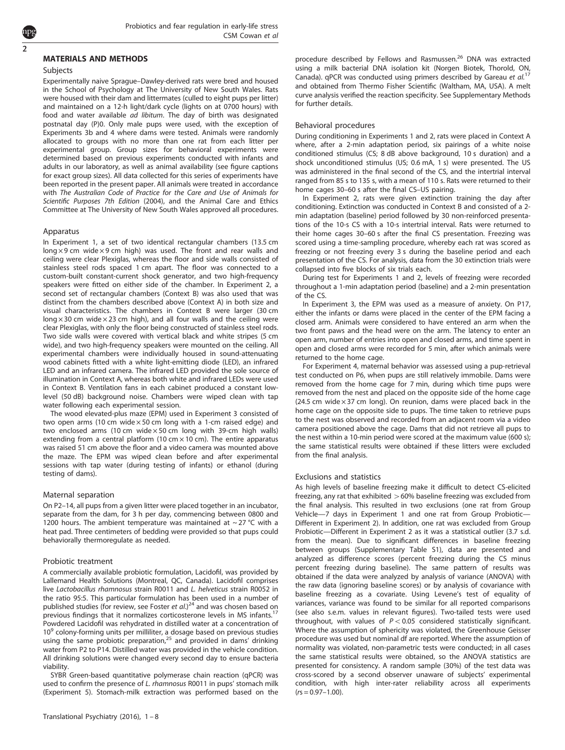## MATERIALS AND METHODS

### Subjects

Experimentally naive Sprague–Dawley-derived rats were bred and housed in the School of Psychology at The University of New South Wales. Rats were housed with their dam and littermates (culled to eight pups per litter) and maintained on a 12-h light/dark cycle (lights on at 0700 hours) with food and water available *ad libitum*. The day of birth was designated postnatal day (P)0. Only male pups were used, with the exception of Experiments 3b and 4 where dams were tested. Animals were randomly allocated to groups with no more than one rat from each litter per experimental group. Group sizes for behavioral experiments were determined based on previous experiments conducted with infants and adults in our laboratory, as well as animal availability (see figure captions for exact group sizes). All data collected for this series of experiments have been reported in the present paper. All animals were treated in accordance with *The Australian Code of Practice for the Care and Use of Animals for Scientific Purposes 7th Edition* (2004), and the Animal Care and Ethics Committee at The University of New South Wales approved all procedures.

### Apparatus

In Experiment 1, a set of two identical rectangular chambers (13.5 cm long × 9 cm wide × 9 cm high) was used. The front and rear walls and ceiling were clear Plexiglas, whereas the floor and side walls consisted of stainless steel rods spaced 1 cm apart. The floor was connected to a custom-built constant-current shock generator, and two high-frequency speakers were fitted on either side of the chamber. In Experiment 2, a second set of rectangular chambers (Context B) was also used that was distinct from the chambers described above (Context A) in both size and visual characteristics. The chambers in Context B were larger (30 cm long × 30 cm wide × 23 cm high), and all four walls and the ceiling were clear Plexiglas, with only the floor being constructed of stainless steel rods. Two side walls were covered with vertical black and white stripes (5 cm wide), and two high-frequency speakers were mounted on the ceiling. All experimental chambers were individually housed in sound-attenuating wood cabinets fitted with a white light-emitting diode (LED), an infrared LED and an infrared camera. The infrared LED provided the sole source of illumination in Context A, whereas both white and infrared LEDs were used in Context B. Ventilation fans in each cabinet produced a constant low-level (50 dB) background noise. Chambers were wiped clean with tap water following each experimental session.

The wood elevated-plus maze (EPM) used in Experiment 3 consisted of two open arms (10 cm wide × 50 cm long with a 1-cm raised edge) and two enclosed arms (10 cm wide × 50 cm long with 39-cm high walls) extending from a central platform (10 cm × 10 cm). The entire apparatus was raised 51 cm above the floor and a video camera was mounted above the maze. The EPM was wiped clean before and after experimental sessions with tap water (during testing of infants) or ethanol (during testing of dams).

### Maternal separation

On P2–14, all pups from a given litter were placed together in an incubator, separate from the dam, for 3 h per day, commencing between 0800 and 1200 hours. The ambient temperature was maintained at ~27 °C with a heat pad. Three centimeters of bedding were provided so that pups could behaviorally thermoregulate as needed.

### Probiotic treatment

A commercially available probiotic formulation, Lacidofil, was provided by Lallemand Health Solutions (Montreal, QC, Canada). Lacidofil comprises live *Lactobacillus rhamnosus* strain R0011 and *L. helveticus* strain R0052 in the ratio 95:5. This particular formulation has been used in a number of published studies (for review, see Foster *et al.*)[24] and was chosen based on previous findings that it normalizes corticosterone levels in MS infants.[17] Powdered Lacidofil was rehydrated in distilled water at a concentration of $10^9$ colony-forming units per milliliter, a dosage based on previous studies using the same probiotic preparation,[25] and provided in dams' drinking water from P2 to P14. Distilled water was provided in the vehicle condition. All drinking solutions were changed every second day to ensure bacteria viability.

SYBR Green-based quantitative polymerase chain reaction (qPCR) was used to confirm the presence of *L. rhamnosus* R0011 in pups' stomach milk (Experiment 5). Stomach-milk extraction was performed based on the procedure described by Fellows and Rasmussen.[26] DNA was extracted using a milk bacterial DNA isolation kit (Norgen Biotek, Thorold, ON, Canada). qPCR was conducted using primers described by Gareau *et al.*[17] and obtained from Thermo Fisher Scientific (Waltham, MA, USA). A melt curve analysis verified the reaction specificity. See Supplementary Methods for further details.

### Behavioral procedures

During conditioning in Experiments 1 and 2, rats were placed in Context A where, after a 2-min adaptation period, six pairings of a white noise conditioned stimulus (CS; 8 dB above background, 10 s duration) and a shock unconditioned stimulus (US; 0.6 mA, 1 s) were presented. The US was administered in the final second of the CS, and the intertrial interval ranged from 85 s to 135 s, with a mean of 110 s. Rats were returned to their home cages 30–60 s after the final CS–US pairing.

In Experiment 2, rats were given extinction training the day after conditioning. Extinction was conducted in Context B and consisted of a 2-min adaptation (baseline) period followed by 30 non-reinforced presentations of the 10-s CS with a 10-s intertrial interval. Rats were returned to their home cages 30–60 s after the final CS presentation. Freezing was scored using a time-sampling procedure, whereby each rat was scored as freezing or not freezing every 3 s during the baseline period and each presentation of the CS. For analysis, data from the 30 extinction trials were collapsed into five blocks of six trials each.

During test for Experiments 1 and 2, levels of freezing were recorded throughout a 1-min adaptation period (baseline) and a 2-min presentation of the CS.

In Experiment 3, the EPM was used as a measure of anxiety. On P17, either the infants or dams were placed in the center of the EPM facing a closed arm. Animals were considered to have entered an arm when the two front paws and the head were on the arm. The latency to enter an open arm, number of entries into open and closed arms, and time spent in open and closed arms were recorded for 5 min, after which animals were returned to the home cage.

For Experiment 4, maternal behavior was assessed using a pup-retrieval test conducted on P6, when pups are still relatively immobile. Dams were removed from the home cage for 7 min, during which time pups were removed from the nest and placed on the opposite side of the home cage (24.5 cm wide × 37 cm long). On reunion, dams were placed back in the home cage on the opposite side to pups. The time taken to retrieve pups to the nest was observed and recorded from an adjacent room via a video camera positioned above the cage. Dams that did not retrieve all pups to the nest within a 10-min period were scored at the maximum value (600 s); the same statistical results were obtained if these litters were excluded from the final analysis.

### Exclusions and statistics

As high levels of baseline freezing make it difficult to detect CS-elicited freezing, any rat that exhibited > 60% baseline freezing was excluded from the final analysis. This resulted in two exclusions (one rat from Group Vehicle—7 days in Experiment 1 and one rat from Group Probiotic—Different in Experiment 2). In addition, one rat was excluded from Group Probiotic—Different in Experiment 2 as it was a statistical outlier (3.7 s.d. from the mean). Due to significant differences in baseline freezing between groups (Supplementary Table S1), data are presented and analyzed as difference scores (percent freezing during the CS minus percent freezing during baseline). The same pattern of results was obtained if the data were analyzed by analysis of variance (ANOVA) with the raw data (ignoring baseline scores) or by analysis of covariance with baseline freezing as a covariate. Using Levene's test of equality of variances, variance was found to be similar for all reported comparisons (see also s.e.m. values in relevant figures). Two-tailed tests were used throughout, with values of $P < 0.05$ considered statistically significant. Where the assumption of sphericity was violated, the Greenhouse Geisser procedure was used but nominal df are reported. Where the assumption of normality was violated, non-parametric tests were conducted; in all cases the same statistical results were obtained, so the ANOVA statistics are presented for consistency. A random sample (30%) of the test data was cross-scored by a second observer unaware of subjects' experimental condition, with high inter-rater reliability across all experiments ($rs = 0.97$–$1.00$).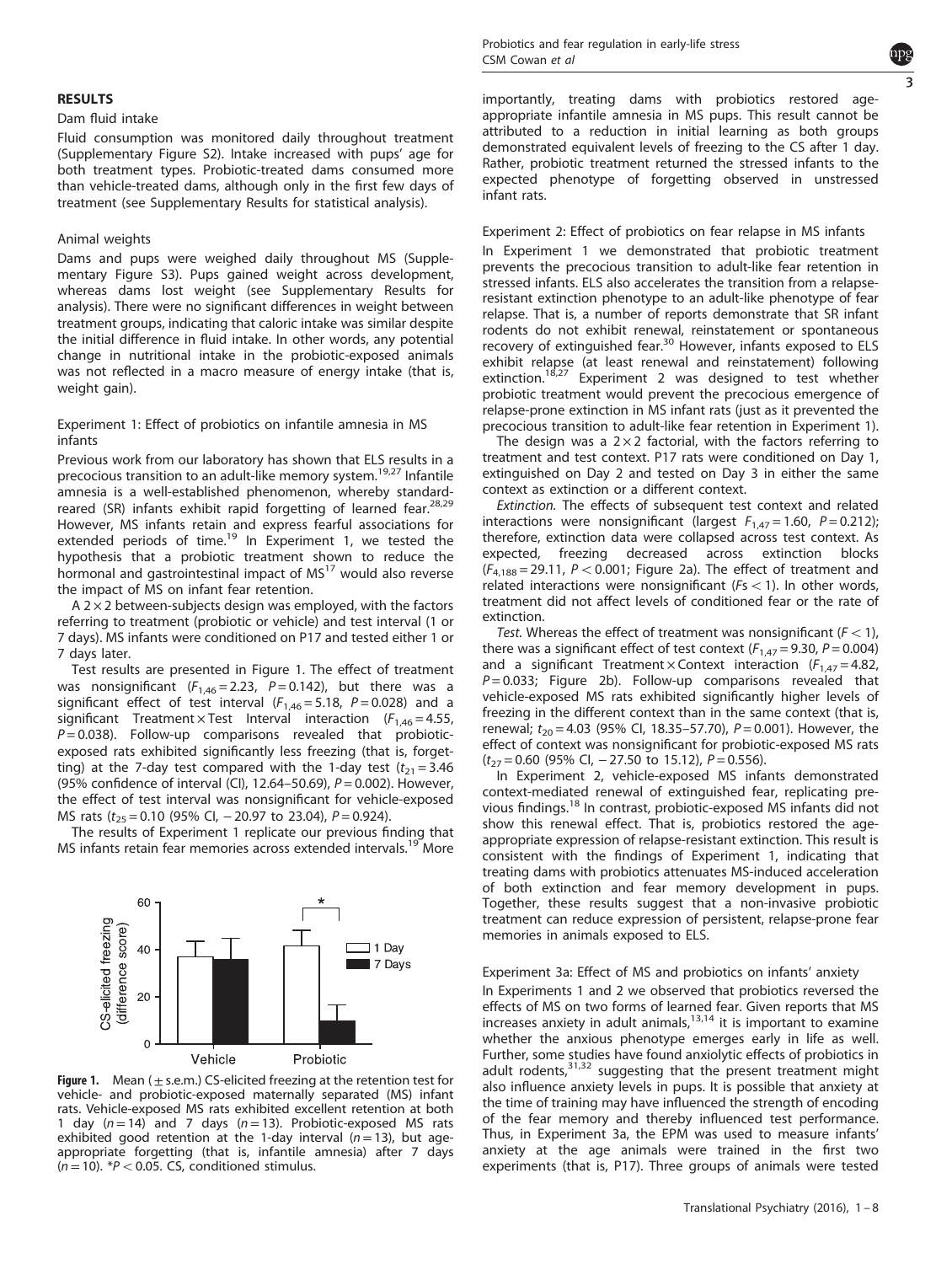## RESULTS

### Dam fluid intake

Fluid consumption was monitored daily throughout treatment (Supplementary Figure S2). Intake increased with pups' age for both treatment types. Probiotic-treated dams consumed more than vehicle-treated dams, although only in the first few days of treatment (see Supplementary Results for statistical analysis).

### Animal weights

Dams and pups were weighed daily throughout MS (Supplementary Figure S3). Pups gained weight across development, whereas dams lost weight (see Supplementary Results for analysis). There were no significant differences in weight between treatment groups, indicating that caloric intake was similar despite the initial difference in fluid intake. In other words, any potential change in nutritional intake in the probiotic-exposed animals was not reflected in a macro measure of energy intake (that is, weight gain).

### Experiment 1: Effect of probiotics on infantile amnesia in MS infants

Previous work from our laboratory has shown that ELS results in a precocious transition to an adult-like memory system.[19,27] Infantile amnesia is a well-established phenomenon, whereby standard-reared (SR) infants exhibit rapid forgetting of learned fear.[28,29] However, MS infants retain and express fearful associations for extended periods of time.[19] In Experiment 1, we tested the hypothesis that a probiotic treatment shown to reduce the hormonal and gastrointestinal impact of MS[17] would also reverse the impact of MS on infant fear retention.

A 2 × 2 between-subjects design was employed, with the factors referring to treatment (probiotic or vehicle) and test interval (1 or 7 days). MS infants were conditioned on P17 and tested either 1 or 7 days later.

Test results are presented in Figure 1. The effect of treatment was nonsignificant ($F_{1,46} = 2.23$, $P = 0.142$), but there was a significant effect of test interval ($F_{1,46} = 5.18$, $P = 0.028$) and a significant Treatment × Test Interval interaction ($F_{1,46} = 4.55$, $P = 0.038$). Follow-up comparisons revealed that probiotic-exposed rats exhibited significantly less freezing (that is, forgetting) at the 7-day test compared with the 1-day test ($t_{21} = 3.46$ (95% confidence of interval (CI), 12.64–50.69), $P = 0.002$). However, the effect of test interval was nonsignificant for vehicle-exposed MS rats ($t_{25} = 0.10$ (95% CI, −20.97 to 23.04), $P = 0.924$).

The results of Experiment 1 replicate our previous finding that MS infants retain fear memories across extended intervals.[19] More importantly, treating dams with probiotics restored age-appropriate infantile amnesia in MS pups. This result cannot be attributed to a reduction in initial learning as both groups demonstrated equivalent levels of freezing to the CS after 1 day. Rather, probiotic treatment returned the stressed infants to the expected phenotype of forgetting observed in unstressed infant rats.

**Figure 1.** Mean (± s.e.m.) CS-elicited freezing at the retention test for vehicle- and probiotic-exposed maternally separated (MS) infant rats. Vehicle-exposed MS rats exhibited excellent retention at both 1 day ($n = 14$) and 7 days ($n = 13$). Probiotic-exposed MS rats exhibited good retention at the 1-day interval ($n = 13$), but age-appropriate forgetting (that is, infantile amnesia) after 7 days ($n = 10$). *$P < 0.05$. CS, conditioned stimulus.

### Experiment 2: Effect of probiotics on fear relapse in MS infants

In Experiment 1 we demonstrated that probiotic treatment prevents the precocious transition to adult-like fear retention in stressed infants. ELS also accelerates the transition from a relapse-resistant extinction phenotype to an adult-like phenotype of fear relapse. That is, a number of reports demonstrate that SR infant rodents do not exhibit renewal, reinstatement or spontaneous recovery of extinguished fear.[30] However, infants exposed to ELS exhibit relapse (at least renewal and reinstatement) following extinction.[18,27] Experiment 2 was designed to test whether probiotic treatment would prevent the precocious emergence of relapse-prone extinction in MS infant rats (just as it prevented the precocious transition to adult-like fear retention in Experiment 1).

The design was a 2 × 2 factorial, with the factors referring to treatment and test context. P17 rats were conditioned on Day 1, extinguished on Day 2 and tested on Day 3 in either the same context as extinction or a different context.

*Extinction.* The effects of subsequent test context and related interactions were nonsignificant (largest $F_{1,47} = 1.60$, $P = 0.212$); therefore, extinction data were collapsed across test context. As expected, freezing decreased across extinction blocks ($F_{4,188} = 29.11$, $P < 0.001$; Figure 2a). The effect of treatment and related interactions were nonsignificant ($Fs < 1$). In other words, treatment did not affect levels of conditioned fear or the rate of extinction.

*Test.* Whereas the effect of treatment was nonsignificant ($F < 1$), there was a significant effect of test context ($F_{1,47} = 9.30$, $P = 0.004$) and a significant Treatment × Context interaction ($F_{1,47} = 4.82$, $P = 0.033$; Figure 2b). Follow-up comparisons revealed that vehicle-exposed MS rats exhibited significantly higher levels of freezing in the different context than in the same context (that is, renewal; $t_{20} = 4.03$ (95% CI, 18.35–57.70), $P = 0.001$). However, the effect of context was nonsignificant for probiotic-exposed MS rats ($t_{27} = 0.60$ (95% CI, −27.50 to 15.12), $P = 0.556$).

In Experiment 2, vehicle-exposed MS infants demonstrated context-mediated renewal of extinguished fear, replicating previous findings.[18] In contrast, probiotic-exposed MS infants did not show this renewal effect. That is, probiotics restored the age-appropriate expression of relapse-resistant extinction. This result is consistent with the findings of Experiment 1, indicating that treating dams with probiotics attenuates MS-induced acceleration of both extinction and fear memory development in pups. Together, these results suggest that a non-invasive probiotic treatment can reduce expression of persistent, relapse-prone fear memories in animals exposed to ELS.

### Experiment 3a: Effect of MS and probiotics on infants' anxiety

In Experiments 1 and 2 we observed that probiotics reversed the effects of MS on two forms of learned fear. Given reports that MS increases anxiety in adult animals,[13,14] it is important to examine whether the anxious phenotype emerges early in life as well. Further, some studies have found anxiolytic effects of probiotics in adult rodents,[31,32] suggesting that the present treatment might also influence anxiety levels in pups. It is possible that anxiety at the time of training may have influenced the strength of encoding of the fear memory and thereby influenced test performance. Thus, in Experiment 3a, the EPM was used to measure infants' anxiety at the age animals were trained in the first two experiments (that is, P17). Three groups of animals were tested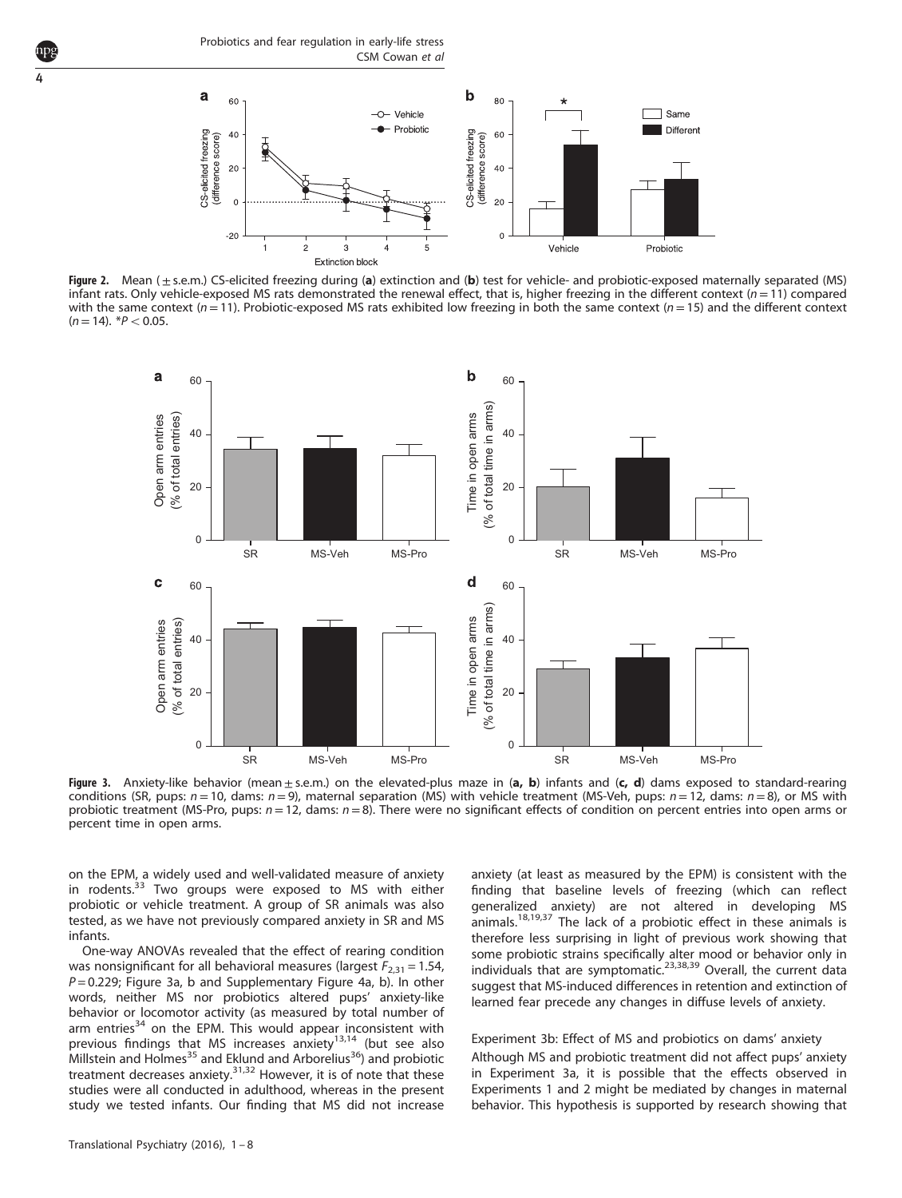**Figure 2.** Mean (±s.e.m.) CS-elicited freezing during (**a**) extinction and (**b**) test for vehicle- and probiotic-exposed maternally separated (MS) infant rats. Only vehicle-exposed MS rats demonstrated the renewal effect, that is, higher freezing in the different context ($n = 11$) compared with the same context ($n = 11$). Probiotic-exposed MS rats exhibited low freezing in both the same context ($n = 15$) and the different context ($n = 14$). $^{*}P < 0.05$.

**Figure 3.** Anxiety-like behavior (mean ± s.e.m.) on the elevated-plus maze in (**a, b**) infants and (**c, d**) dams exposed to standard-rearing conditions (SR, pups: $n = 10$, dams: $n = 9$), maternal separation (MS) with vehicle treatment (MS-Veh, pups: $n = 12$, dams: $n = 8$), or MS with probiotic treatment (MS-Pro, pups: $n = 12$, dams: $n = 8$). There were no significant effects of condition on percent entries into open arms or percent time in open arms.

on the EPM, a widely used and well-validated measure of anxiety in rodents.[33] Two groups were exposed to MS with either probiotic or vehicle treatment. A group of SR animals was also tested, as we have not previously compared anxiety in SR and MS infants.

One-way ANOVAs revealed that the effect of rearing condition was nonsignificant for all behavioral measures (largest $F_{2,31} = 1.54$, $P = 0.229$; Figure 3a, b and Supplementary Figure 4a, b). In other words, neither MS nor probiotics altered pups' anxiety-like behavior or locomotor activity (as measured by total number of arm entries[34] on the EPM. This would appear inconsistent with previous findings that MS increases anxiety[13,14] (but see also Millstein and Holmes[35] and Eklund and Arborelius[36]) and probiotic treatment decreases anxiety.[31,32] However, it is of note that these studies were all conducted in adulthood, whereas in the present study we tested infants. Our finding that MS did not increase anxiety (at least as measured by the EPM) is consistent with the finding that baseline levels of freezing (which can reflect generalized anxiety) are not altered in developing MS animals.[18,19,37] The lack of a probiotic effect in these animals is therefore less surprising in light of previous work showing that some probiotic strains specifically alter mood or behavior only in individuals that are symptomatic.[23,38,39] Overall, the current data suggest that MS-induced differences in retention and extinction of learned fear precede any changes in diffuse levels of anxiety.

Experiment 3b: Effect of MS and probiotics on dams' anxiety

Although MS and probiotic treatment did not affect pups' anxiety in Experiment 3a, it is possible that the effects observed in Experiments 1 and 2 might be mediated by changes in maternal behavior. This hypothesis is supported by research showing that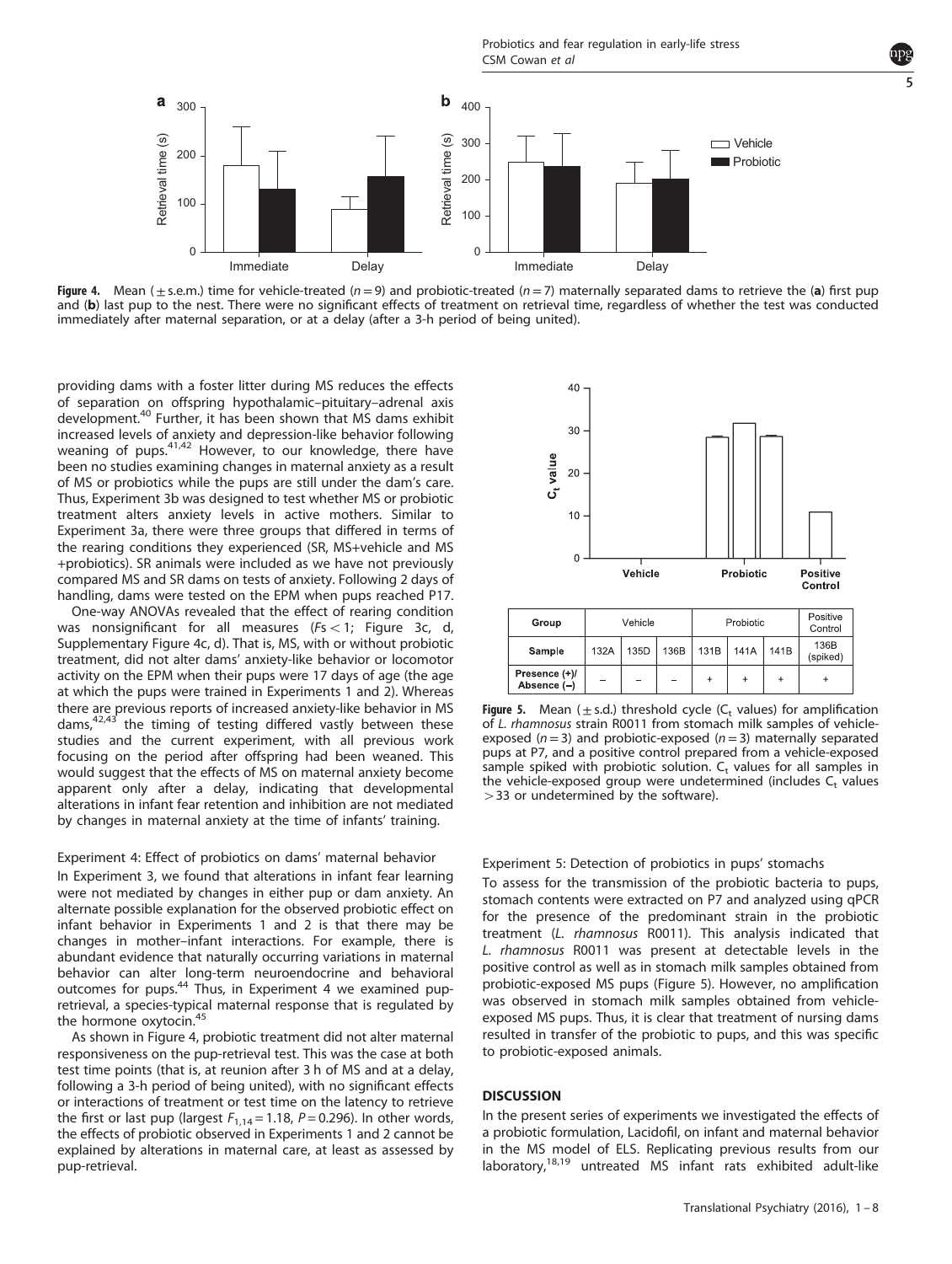**Figure 4.** Mean (± s.e.m.) time for vehicle-treated ($n = 9$) and probiotic-treated ($n = 7$) maternally separated dams to retrieve the (**a**) first pup and (**b**) last pup to the nest. There were no significant effects of treatment on retrieval time, regardless of whether the test was conducted immediately after maternal separation, or at a delay (after a 3-h period of being united).

providing dams with a foster litter during MS reduces the effects of separation on offspring hypothalamic–pituitary–adrenal axis development.[40] Further, it has been shown that MS dams exhibit increased levels of anxiety and depression-like behavior following weaning of pups.[41,42] However, to our knowledge, there have been no studies examining changes in maternal anxiety as a result of MS or probiotics while the pups are still under the dam's care. Thus, Experiment 3b was designed to test whether MS or probiotic treatment alters anxiety levels in active mothers. Similar to Experiment 3a, there were three groups that differed in terms of the rearing conditions they experienced (SR, MS+vehicle and MS +probiotics). SR animals were included as we have not previously compared MS and SR dams on tests of anxiety. Following 2 days of handling, dams were tested on the EPM when pups reached P17.

One-way ANOVAs revealed that the effect of rearing condition was nonsignificant for all measures ($Fs < 1$; Figure 3c, d, Supplementary Figure 4c, d). That is, MS, with or without probiotic treatment, did not alter dams' anxiety-like behavior or locomotor activity on the EPM when their pups were 17 days of age (the age at which the pups were trained in Experiments 1 and 2). Whereas there are previous reports of increased anxiety-like behavior in MS dams,[42,43] the timing of testing differed vastly between these studies and the current experiment, with all previous work focusing on the period after offspring had been weaned. This would suggest that the effects of MS on maternal anxiety become apparent only after a delay, indicating that developmental alterations in infant fear retention and inhibition are not mediated by changes in maternal anxiety at the time of infants' training.

### Experiment 4: Effect of probiotics on dams' maternal behavior

In Experiment 3, we found that alterations in infant fear learning were not mediated by changes in either pup or dam anxiety. An alternate possible explanation for the observed probiotic effect on infant behavior in Experiments 1 and 2 is that there may be changes in mother–infant interactions. For example, there is abundant evidence that naturally occurring variations in maternal behavior can alter long-term neuroendocrine and behavioral outcomes for pups.[44] Thus, in Experiment 4 we examined pup-retrieval, a species-typical maternal response that is regulated by the hormone oxytocin.[45]

As shown in Figure 4, probiotic treatment did not alter maternal responsiveness on the pup-retrieval test. This was the case at both test time points (that is, at reunion after 3 h of MS and at a delay, following a 3-h period of being united), with no significant effects or interactions of treatment or test time on the latency to retrieve the first or last pup (largest $F_{1,14} = 1.18$, $P = 0.296$). In other words, the effects of probiotic observed in Experiments 1 and 2 cannot be explained by alterations in maternal care, at least as assessed by pup-retrieval.

| Group | Vehicle | | | Probiotic | | | Positive Control |
|---|---|---|---|---|---|---|---|
| Sample | 132A | 135D | 136B | 131B | 141A | 141B | 136B (spiked) |
| Presence (+)/ Absence (–) | – | – | – | + | + | + | + |

**Figure 5.** Mean (± s.d.) threshold cycle ($C_t$ values) for amplification of *L. rhamnosus* strain R0011 from stomach milk samples of vehicle-exposed ($n = 3$) and probiotic-exposed ($n = 3$) maternally separated pups at P7, and a positive control prepared from a vehicle-exposed sample spiked with probiotic solution. $C_t$ values for all samples in the vehicle-exposed group were undetermined (includes $C_t$ values > 33 or undetermined by the software).

### Experiment 5: Detection of probiotics in pups' stomachs

To assess for the transmission of the probiotic bacteria to pups, stomach contents were extracted on P7 and analyzed using qPCR for the presence of the predominant strain in the probiotic treatment (*L. rhamnosus* R0011). This analysis indicated that *L. rhamnosus* R0011 was present at detectable levels in the positive control as well as in stomach milk samples obtained from probiotic-exposed MS pups (Figure 5). However, no amplification was observed in stomach milk samples obtained from vehicle-exposed MS pups. Thus, it is clear that treatment of nursing dams resulted in transfer of the probiotic to pups, and this was specific to probiotic-exposed animals.

## DISCUSSION

In the present series of experiments we investigated the effects of a probiotic formulation, Lacidofil, on infant and maternal behavior in the MS model of ELS. Replicating previous results from our laboratory,[18,19] untreated MS infant rats exhibited adult-like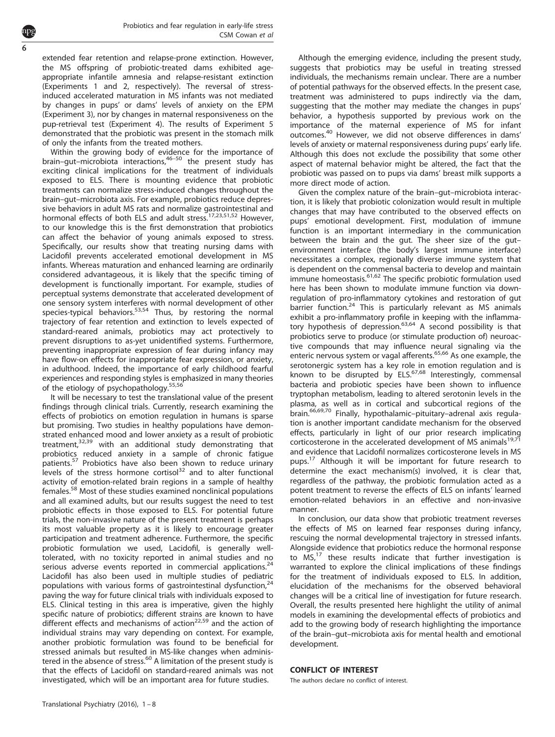extended fear retention and relapse-prone extinction. However, the MS offspring of probiotic-treated dams exhibited age-appropriate infantile amnesia and relapse-resistant extinction (Experiments 1 and 2, respectively). The reversal of stress-induced accelerated maturation in MS infants was not mediated by changes in pups' or dams' levels of anxiety on the EPM (Experiment 3), nor by changes in maternal responsiveness on the pup-retrieval test (Experiment 4). The results of Experiment 5 demonstrated that the probiotic was present in the stomach milk of only the infants from the treated mothers.

Within the growing body of evidence for the importance of brain–gut–microbiota interactions,[46–50] the present study has exciting clinical implications for the treatment of individuals exposed to ELS. There is mounting evidence that probiotic treatments can normalize stress-induced changes throughout the brain–gut–microbiota axis. For example, probiotics reduce depressive behaviors in adult MS rats and normalize gastrointestinal and hormonal effects of both ELS and adult stress.[17,23,51,52] However, to our knowledge this is the first demonstration that probiotics can affect the behavior of young animals exposed to stress. Specifically, our results show that treating nursing dams with Lacidofil prevents accelerated emotional development in MS infants. Whereas maturation and enhanced learning are ordinarily considered advantageous, it is likely that the specific timing of development is functionally important. For example, studies of perceptual systems demonstrate that accelerated development of one sensory system interferes with normal development of other species-typical behaviors.[53,54] Thus, by restoring the normal trajectory of fear retention and extinction to levels expected of standard-reared animals, probiotics may act protectively to prevent disruptions to as-yet unidentified systems. Furthermore, preventing inappropriate expression of fear during infancy may have flow-on effects for inappropriate fear expression, or anxiety, in adulthood. Indeed, the importance of early childhood fearful experiences and responding styles is emphasized in many theories of the etiology of psychopathology.[55,56]

It will be necessary to test the translational value of the present findings through clinical trials. Currently, research examining the effects of probiotics on emotion regulation in humans is sparse but promising. Two studies in healthy populations have demonstrated enhanced mood and lower anxiety as a result of probiotic treatment,[32,39] with an additional study demonstrating that probiotics reduced anxiety in a sample of chronic fatigue patients.[57] Probiotics have also been shown to reduce urinary levels of the stress hormone cortisol[32] and to alter functional activity of emotion-related brain regions in a sample of healthy females.[58] Most of these studies examined nonclinical populations and all examined adults, but our results suggest the need to test probiotic effects in those exposed to ELS. For potential future trials, the non-invasive nature of the present treatment is perhaps its most valuable property as it is likely to encourage greater participation and treatment adherence. Furthermore, the specific probiotic formulation we used, Lacidofil, is generally well-tolerated, with no toxicity reported in animal studies and no serious adverse events reported in commercial applications.[24] Lacidofil has also been used in multiple studies of pediatric populations with various forms of gastrointestinal dysfunction,[24] paving the way for future clinical trials with individuals exposed to ELS. Clinical testing in this area is imperative, given the highly specific nature of probiotics; different strains are known to have different effects and mechanisms of action[22,59] and the action of individual strains may vary depending on context. For example, another probiotic formulation was found to be beneficial for stressed animals but resulted in MS-like changes when administered in the absence of stress.[60] A limitation of the present study is that the effects of Lacidofil on standard-reared animals was not investigated, which will be an important area for future studies.

Although the emerging evidence, including the present study, suggests that probiotics may be useful in treating stressed individuals, the mechanisms remain unclear. There are a number of potential pathways for the observed effects. In the present case, treatment was administered to pups indirectly via the dam, suggesting that the mother may mediate the changes in pups' behavior, a hypothesis supported by previous work on the importance of the maternal experience of MS for infant outcomes.[40] However, we did not observe differences in dams' levels of anxiety or maternal responsiveness during pups' early life. Although this does not exclude the possibility that some other aspect of maternal behavior might be altered, the fact that the probiotic was passed on to pups via dams' breast milk supports a more direct mode of action.

Given the complex nature of the brain–gut–microbiota interaction, it is likely that probiotic colonization would result in multiple changes that may have contributed to the observed effects on pups' emotional development. First, modulation of immune function is an important intermediary in the communication between the brain and the gut. The sheer size of the gut–environment interface (the body's largest immune interface) necessitates a complex, regionally diverse immune system that is dependent on the commensal bacteria to develop and maintain immune homeostasis.[61,62] The specific probiotic formulation used here has been shown to modulate immune function via down-regulation of pro-inflammatory cytokines and restoration of gut barrier function.[24] This is particularly relevant as MS animals exhibit a pro-inflammatory profile in keeping with the inflammatory hypothesis of depression.[63,64] A second possibility is that probiotics serve to produce (or stimulate production of) neuroactive compounds that may influence neural signaling via the enteric nervous system or vagal afferents.[65,66] As one example, the serotonergic system has a key role in emotion regulation and is known to be disrupted by ELS.[67,68] Interestingly, commensal bacteria and probiotic species have been shown to influence tryptophan metabolism, leading to altered serotonin levels in the plasma, as well as in cortical and subcortical regions of the brain.[66,69,70] Finally, hypothalamic–pituitary–adrenal axis regulation is another important candidate mechanism for the observed effects, particularly in light of our prior research implicating corticosterone in the accelerated development of MS animals[19,71] and evidence that Lacidofil normalizes corticosterone levels in MS pups.[17] Although it will be important for future research to determine the exact mechanism(s) involved, it is clear that, regardless of the pathway, the probiotic formulation acted as a potent treatment to reverse the effects of ELS on infants' learned emotion-related behaviors in an effective and non-invasive manner.

In conclusion, our data show that probiotic treatment reverses the effects of MS on learned fear responses during infancy, rescuing the normal developmental trajectory in stressed infants. Alongside evidence that probiotics reduce the hormonal response to MS,[17] these results indicate that further investigation is warranted to explore the clinical implications of these findings for the treatment of individuals exposed to ELS. In addition, elucidation of the mechanisms for the observed behavioral changes will be a critical line of investigation for future research. Overall, the results presented here highlight the utility of animal models in examining the developmental effects of probiotics and add to the growing body of research highlighting the importance of the brain–gut–microbiota axis for mental health and emotional development.

## CONFLICT OF INTEREST

The authors declare no conflict of interest.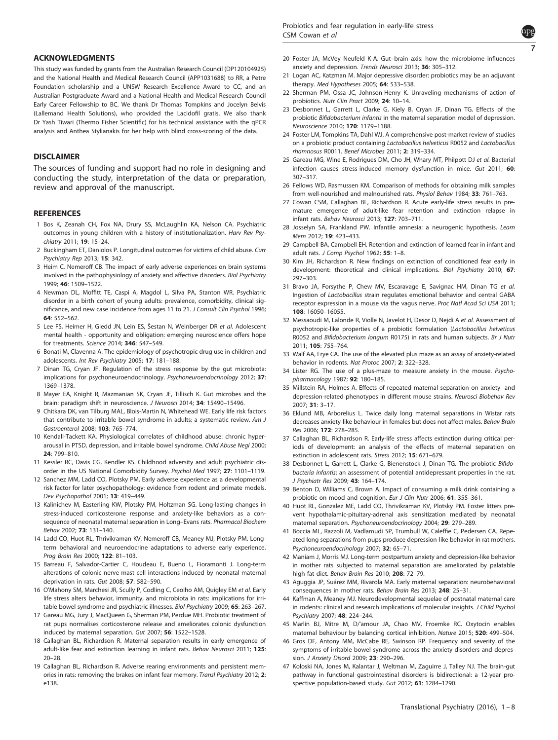## ACKNOWLEDGMENTS

This study was funded by grants from the Australian Research Council (DP120104925) and the National Health and Medical Research Council (APP1031688) to RR, a Petre Foundation scholarship and a UNSW Research Excellence Award to CC, and an Australian Postgraduate Award and a National Health and Medical Research Council Early Career Fellowship to BC. We thank Dr Thomas Tompkins and Jocelyn Belvis (Lallemand Health Solutions), who provided the Lacidofil gratis. We also thank Dr Yash Tiwari (Thermo Fisher Scientific) for his technical assistance with the qPCR analysis and Anthea Stylianakis for her help with blind cross-scoring of the data.

## DISCLAIMER

The sources of funding and support had no role in designing and conducting the study, interpretation of the data or preparation, review and approval of the manuscript.

## REFERENCES

1 Bos K, Zeanah CH, Fox NA, Drury SS, McLaughlin KA, Nelson CA. Psychiatric outcomes in young children with a history of institutionalization. *Harv Rev Psychiatry* 2011; **19**: 15–24.

2 Buckingham ET, Daniolos P. Longitudinal outcomes for victims of child abuse. *Curr Psychiatry Rep* 2013; **15**: 342.

3 Heim C, Nemeroff CB. The impact of early adverse experiences on brain systems involved in the pathophysiology of anxiety and affective disorders. *Biol Psychiatry* 1999; **46**: 1509–1522.

4 Newman DL, Moffitt TE, Caspi A, Magdol L, Silva PA, Stanton WR. Psychiatric disorder in a birth cohort of young adults: prevalence, comorbidity, clinical significance, and new case incidence from ages 11 to 21. *J Consult Clin Psychol* 1996; **64**: 552–562.

5 Lee FS, Heimer H, Giedd JN, Lein ES, Šestan N, Weinberger DR *et al.* Adolescent mental health - opportunity and obligation: emerging neuroscience offers hope for treatments. *Science* 2014; **346**: 547–549.

6 Bonati M, Clavenna A. The epidemiology of psychotropic drug use in children and adolescents. *Int Rev Psychiatry* 2005; **17**: 181–188.

7 Dinan TG, Cryan JF. Regulation of the stress response by the gut microbiota: implications for psychoneuroendocrinology. *Psychoneuroendocrinology* 2012; **37**: 1369–1378.

8 Mayer EA, Knight R, Mazmanian SK, Cryan JF, Tillisch K. Gut microbes and the brain: paradigm shift in neuroscience. *J Neurosci* 2014; **34**: 15490–15496.

9 Chitkara DK, van Tilburg MAL, Blois-Martin N, Whitehead WE. Early life risk factors that contribute to irritable bowel syndrome in adults: a systematic review. *Am J Gastroenterol* 2008; **103**: 765–774.

10 Kendall-Tackett KA. Physiological correlates of childhood abuse: chronic hyperarousal in PTSD, depression, and irritable bowel syndrome. *Child Abuse Negl* 2000; **24**: 799–810.

11 Kessler RC, Davis CG, Kendler KS. Childhood adversity and adult psychiatric disorder in the US National Comorbidity Survey. *Psychol Med* 1997; **27**: 1101–1119.

12 Sanchez MM, Ladd CO, Plotsky PM. Early adverse experience as a developmental risk factor for later psychopathology: evidence from rodent and primate models. *Dev Psychopathol* 2001; **13**: 419–449.

13 Kalinichev M, Easterling KW, Plotsky PM, Holtzman SG. Long-lasting changes in stress-induced corticosterone response and anxiety-like behaviors as a consequence of neonatal maternal separation in Long–Evans rats. *Pharmacol Biochem Behav* 2002; **73**: 131–140.

14 Ladd CO, Huot RL, Thrivikraman KV, Nemeroff CB, Meaney MJ, Plotsky PM. Long-term behavioral and neuroendocrine adaptations to adverse early experience. *Prog Brain Res* 2000; **122**: 81–103.

15 Barreau F, Salvador-Cartier C, Houdeau E, Bueno L, Fioramonti J. Long-term alterations of colonic nerve-mast cell interactions induced by neonatal maternal deprivation in rats. *Gut* 2008; **57**: 582–590.

16 O'Mahony SM, Marchesi JR, Scully P, Codling C, Ceolho AM, Quigley EM *et al.* Early life stress alters behavior, immunity, and microbiota in rats: implications for irritable bowel syndrome and psychiatric illnesses. *Biol Psychiatry* 2009; **65**: 263–267.

17 Gareau MG, Jury J, MacQueen G, Sherman PM, Perdue MH. Probiotic treatment of rat pups normalises corticosterone release and ameliorates colonic dysfunction induced by maternal separation. *Gut* 2007; **56**: 1522–1528.

18 Callaghan BL, Richardson R. Maternal separation results in early emergence of adult-like fear and extinction learning in infant rats. *Behav Neurosci* 2011; **125**: 20–28.

19 Callaghan BL, Richardson R. Adverse rearing environments and persistent memories in rats: removing the brakes on infant fear memory. *Transl Psychiatry* 2012; **2**: e138.

20 Foster JA, McVey Neufeld K-A. Gut–brain axis: how the microbiome influences anxiety and depression. *Trends Neurosci* 2013; **36**: 305–312.

21 Logan AC, Katzman M. Major depressive disorder: probiotics may be an adjuvant therapy. *Med Hypotheses* 2005; **64**: 533–538.

22 Sherman PM, Ossa JC, Johnson-Henry K. Unraveling mechanisms of action of probiotics. *Nutr Clin Pract* 2009; **24**: 10–14.

23 Desbonnet L, Garrett L, Clarke G, Kiely B, Cryan JF, Dinan TG. Effects of the probiotic *Bifidobacterium infantis* in the maternal separation model of depression. *Neuroscience* 2010; **170**: 1179–1188.

24 Foster LM, Tompkins TA, Dahl WJ. A comprehensive post-market review of studies on a probiotic product containing *Lactobacillus helveticus* R0052 and *Lactobacillus rhamnosus* R0011. *Benef Microbes* 2011; **2**: 319–334.

25 Gareau MG, Wine E, Rodrigues DM, Cho JH, Whary MT, Philpott DJ *et al.* Bacterial infection causes stress-induced memory dysfunction in mice. *Gut* 2011; **60**: 307–317.

26 Fellows WD, Rasmussen KM. Comparison of methods for obtaining milk samples from well-nourished and malnourished rats. *Physiol Behav* 1984; **33**: 761–763.

27 Cowan CSM, Callaghan BL, Richardson R. Acute early-life stress results in premature emergence of adult-like fear retention and extinction relapse in infant rats. *Behav Neurosci* 2013; **127**: 703–711.

28 Josselyn SA, Frankland PW. Infantile amnesia: a neurogenic hypothesis. *Learn Mem* 2012; **19**: 423–433.

29 Campbell BA, Campbell EH. Retention and extinction of learned fear in infant and adult rats. *J Comp Psychol* 1962; **55**: 1–8.

30 Kim JH, Richardson R. New findings on extinction of conditioned fear early in development: theoretical and clinical implications. *Biol Psychiatry* 2010; **67**: 297–303.

31 Bravo JA, Forsythe P, Chew MV, Escaravage E, Savignac HM, Dinan TG *et al.* Ingestion of *Lactobacillus* strain regulates emotional behavior and central GABA receptor expression in a mouse via the vagus nerve. *Proc Natl Acad Sci USA* 2011; **108**: 16050–16055.

32 Messaoudi M, Lalonde R, Violle N, Javelot H, Desor D, Nejdi A *et al.* Assessment of psychotropic-like properties of a probiotic formulation (*Lactobacillus helveticus* R0052 and *Bifidobacterium longum* R0175) in rats and human subjects. *Br J Nutr* 2011; **105**: 755–764.

33 Walf AA, Frye CA. The use of the elevated plus maze as an assay of anxiety-related behavior in rodents. *Nat Protoc* 2007; **2**: 322–328.

34 Lister RG. The use of a plus-maze to measure anxiety in the mouse. *Psychopharmacology* 1987; **92**: 180–185.

35 Millstein RA, Holmes A. Effects of repeated maternal separation on anxiety- and depression-related phenotypes in different mouse strains. *Neurosci Biobehav Rev* 2007; **31**: 3–17.

36 Eklund MB, Arborelius L. Twice daily long maternal separations in Wistar rats decreases anxiety-like behaviour in females but does not affect males. *Behav Brain Res* 2006; **172**: 278–285.

37 Callaghan BL, Richardson R. Early-life stress affects extinction during critical periods of development: an analysis of the effects of maternal separation on extinction in adolescent rats. *Stress* 2012; **15**: 671–679.

38 Desbonnet L, Garrett L, Clarke G, Bienenstock J, Dinan TG. The probiotic *Bifidobacteria infantis*: an assessment of potential antidepressant properties in the rat. *J Psychiatr Res* 2009; **43**: 164–174.

39 Benton D, Williams C, Brown A. Impact of consuming a milk drink containing a probiotic on mood and cognition. *Eur J Clin Nutr* 2006; **61**: 355–361.

40 Huot RL, Gonzalez ME, Ladd CO, Thrivikraman KV, Plotsky PM. Foster litters prevent hypothalamic-pituitary-adrenal axis sensitization mediated by neonatal maternal separation. *Psychoneuroendocrinology* 2004; **29**: 279–289.

41 Boccia ML, Razzoli M, Vadlamudi SP, Trumbull W, Caleffie C, Pedersen CA. Repeated long separations from pups produce depression-like behavior in rat mothers. *Psychoneuroendocrinology* 2007; **32**: 65–71.

42 Maniam J, Morris MJ. Long-term postpartum anxiety and depression-like behavior in mother rats subjected to maternal separation are ameliorated by palatable high fat diet. *Behav Brain Res* 2010; **208**: 72–79.

43 Aguggia JP, Suárez MM, Rivarola MA. Early maternal separation: neurobehavioral consequences in mother rats. *Behav Brain Res* 2013; **248**: 25–31.

44 Kaffman A, Meaney MJ. Neurodevelopmental sequelae of postnatal maternal care in rodents: clinical and research implications of molecular insights. *J Child Psychol Psychiatry* 2007; **48**: 224–244.

45 Marlin BJ, Mitre M, D'amour JA, Chao MV, Froemke RC. Oxytocin enables maternal behaviour by balancing cortical inhibition. *Nature* 2015; **520**: 499–504.

46 Gros DF, Antony MM, McCabe RE, Swinson RP. Frequency and severity of the symptoms of irritable bowel syndrome across the anxiety disorders and depression. *J Anxiety Disord* 2009; **23**: 290–296.

47 Koloski NA, Jones M, Kalantar J, Weltman M, Zaguirre J, Talley NJ. The brain-gut pathway in functional gastrointestinal disorders is bidirectional: a 12-year prospective population-based study. *Gut* 2012; **61**: 1284–1290.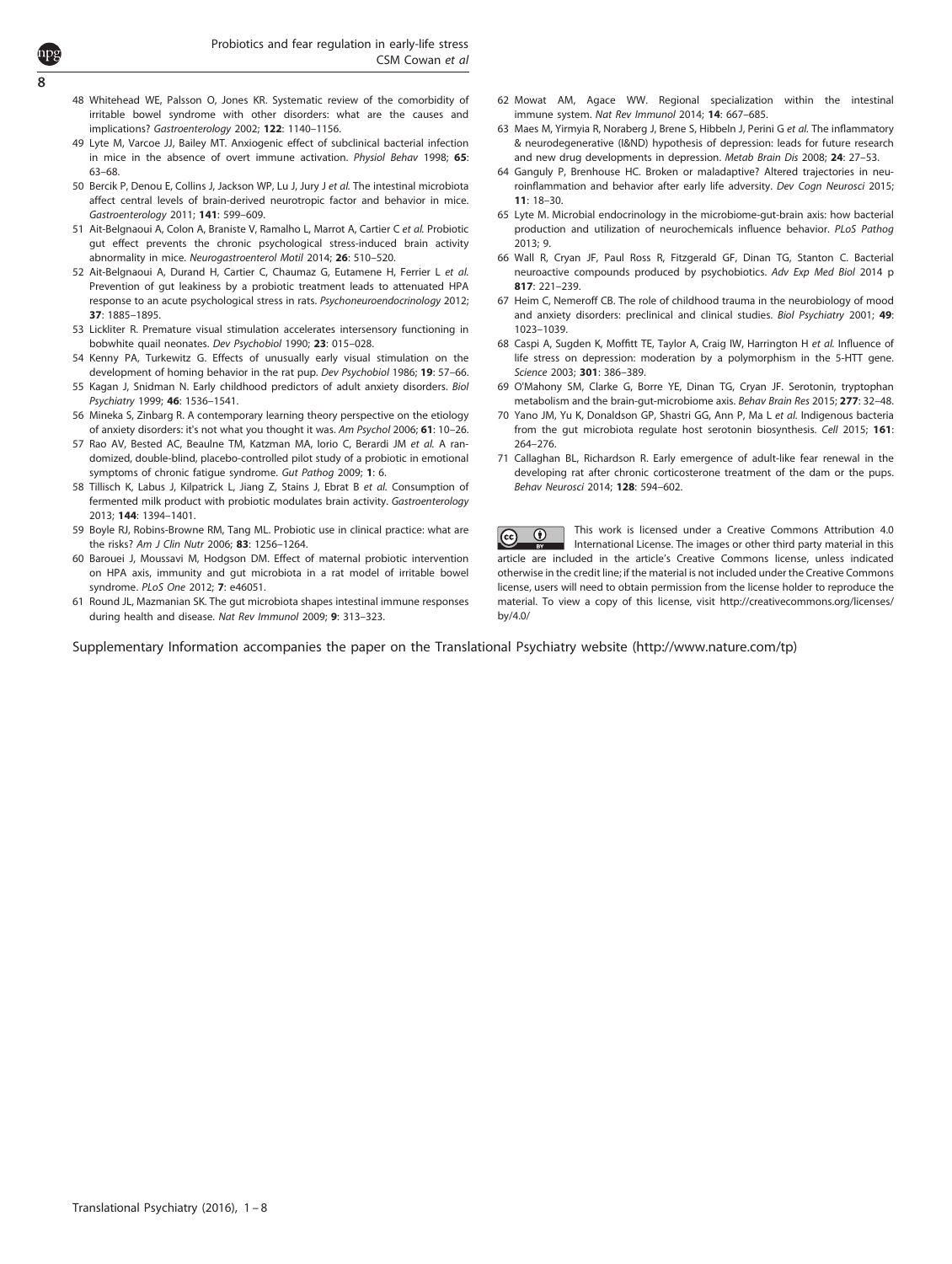48 Whitehead WE, Palsson O, Jones KR. Systematic review of the comorbidity of irritable bowel syndrome with other disorders: what are the causes and implications? *Gastroenterology* 2002; **122**: 1140–1156.

49 Lyte M, Varcoe JJ, Bailey MT. Anxiogenic effect of subclinical bacterial infection in mice in the absence of overt immune activation. *Physiol Behav* 1998; **65**: 63–68.

50 Bercik P, Denou E, Collins J, Jackson WP, Lu J, Jury J *et al.* The intestinal microbiota affect central levels of brain-derived neurotropic factor and behavior in mice. *Gastroenterology* 2011; **141**: 599–609.

51 Ait-Belgnaoui A, Colon A, Braniste V, Ramalho L, Marrot A, Cartier C *et al.* Probiotic gut effect prevents the chronic psychological stress-induced brain activity abnormality in mice. *Neurogastroenterol Motil* 2014; **26**: 510–520.

52 Ait-Belgnaoui A, Durand H, Cartier C, Chaumaz G, Eutamene H, Ferrier L *et al.* Prevention of gut leakiness by a probiotic treatment leads to attenuated HPA response to an acute psychological stress in rats. *Psychoneuroendocrinology* 2012; **37**: 1885–1895.

53 Lickliter R. Premature visual stimulation accelerates intersensory functioning in bobwhite quail neonates. *Dev Psychobiol* 1990; **23**: 015–028.

54 Kenny PA, Turkewitz G. Effects of unusually early visual stimulation on the development of homing behavior in the rat pup. *Dev Psychobiol* 1986; **19**: 57–66.

55 Kagan J, Snidman N. Early childhood predictors of adult anxiety disorders. *Biol Psychiatry* 1999; **46**: 1536–1541.

56 Mineka S, Zinbarg R. A contemporary learning theory perspective on the etiology of anxiety disorders: it's not what you thought it was. *Am Psychol* 2006; **61**: 10–26.

57 Rao AV, Bested AC, Beaulne TM, Katzman MA, Iorio C, Berardi JM *et al.* A randomized, double-blind, placebo-controlled pilot study of a probiotic in emotional symptoms of chronic fatigue syndrome. *Gut Pathog* 2009; **1**: 6.

58 Tillisch K, Labus J, Kilpatrick L, Jiang Z, Stains J, Ebrat B *et al.* Consumption of fermented milk product with probiotic modulates brain activity. *Gastroenterology* 2013; **144**: 1394–1401.

59 Boyle RJ, Robins-Browne RM, Tang ML. Probiotic use in clinical practice: what are the risks? *Am J Clin Nutr* 2006; **83**: 1256–1264.

60 Barouei J, Moussavi M, Hodgson DM. Effect of maternal probiotic intervention on HPA axis, immunity and gut microbiota in a rat model of irritable bowel syndrome. *PLoS One* 2012; **7**: e46051.

61 Round JL, Mazmanian SK. The gut microbiota shapes intestinal immune responses during health and disease. *Nat Rev Immunol* 2009; **9**: 313–323.

62 Mowat AM, Agace WW. Regional specialization within the intestinal immune system. *Nat Rev Immunol* 2014; **14**: 667–685.

63 Maes M, Yirmyia R, Noraberg J, Brene S, Hibbeln J, Perini G *et al.* The inflammatory & neurodegenerative (I&ND) hypothesis of depression: leads for future research and new drug developments in depression. *Metab Brain Dis* 2008; **24**: 27–53.

64 Ganguly P, Brenhouse HC. Broken or maladaptive? Altered trajectories in neuroinflammation and behavior after early life adversity. *Dev Cogn Neurosci* 2015; **11**: 18–30.

65 Lyte M. Microbial endocrinology in the microbiome-gut-brain axis: how bacterial production and utilization of neurochemicals influence behavior. *PLoS Pathog* 2013; 9.

66 Wall R, Cryan JF, Paul Ross R, Fitzgerald GF, Dinan TG, Stanton C. Bacterial neuroactive compounds produced by psychobiotics. *Adv Exp Med Biol* 2014 p **817**: 221–239.

67 Heim C, Nemeroff CB. The role of childhood trauma in the neurobiology of mood and anxiety disorders: preclinical and clinical studies. *Biol Psychiatry* 2001; **49**: 1023–1039.

68 Caspi A, Sugden K, Moffitt TE, Taylor A, Craig IW, Harrington H *et al.* Influence of life stress on depression: moderation by a polymorphism in the 5-HTT gene. *Science* 2003; **301**: 386–389.

69 O'Mahony SM, Clarke G, Borre YE, Dinan TG, Cryan JF. Serotonin, tryptophan metabolism and the brain-gut-microbiome axis. *Behav Brain Res* 2015; **277**: 32–48.

70 Yano JM, Yu K, Donaldson GP, Shastri GG, Ann P, Ma L *et al.* Indigenous bacteria from the gut microbiota regulate host serotonin biosynthesis. *Cell* 2015; **161**: 264–276.

71 Callaghan BL, Richardson R. Early emergence of adult-like fear renewal in the developing rat after chronic corticosterone treatment of the dam or the pups. *Behav Neurosci* 2014; **128**: 594–602.

This work is licensed under a Creative Commons Attribution 4.0 International License. The images or other third party material in this article are included in the article's Creative Commons license, unless indicated otherwise in the credit line; if the material is not included under the Creative Commons license, users will need to obtain permission from the license holder to reproduce the material. To view a copy of this license, visit http://creativecommons.org/licenses/by/4.0/

Supplementary Information accompanies the paper on the Translational Psychiatry website (http://www.nature.com/tp)